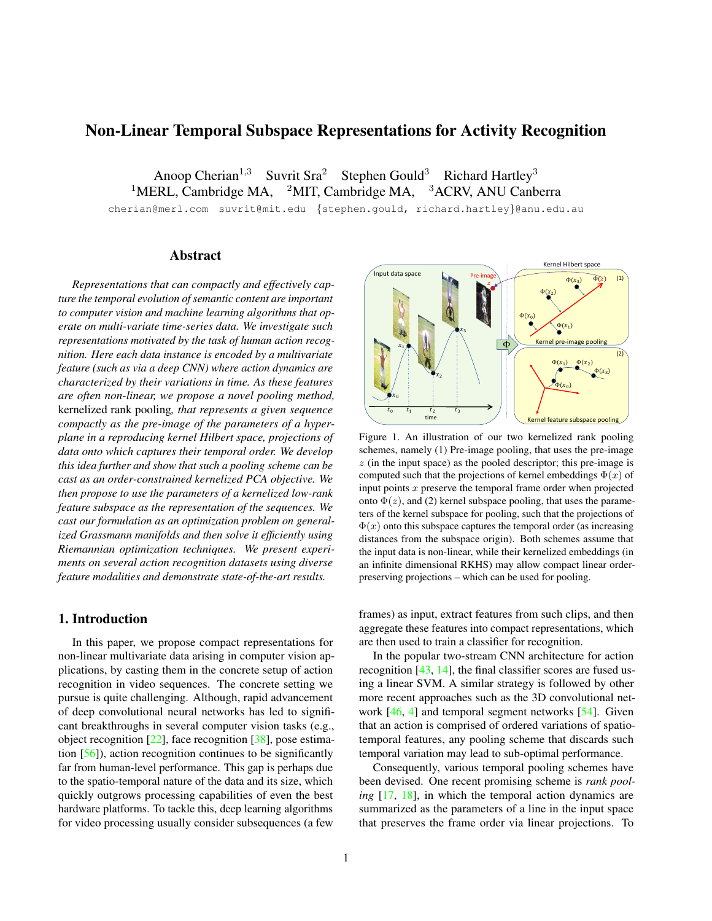# Non-Linear Temporal Subspace Representations for Activity Recognition

Anoop Cherian[1,3] Suvrit Sra[2] Stephen Gould[3] Richard Hartley[3]
[1]MERL, Cambridge MA, [2]MIT, Cambridge MA, [3]ACRV, ANU Canberra

cherian@merl.com suvrit@mit.edu {stephen.gould, richard.hartley}@anu.edu.au

## Abstract

*Representations that can compactly and effectively capture the temporal evolution of semantic content are important to computer vision and machine learning algorithms that operate on multi-variate time-series data. We investigate such representations motivated by the task of human action recognition. Here each data instance is encoded by a multivariate feature (such as via a deep CNN) where action dynamics are characterized by their variations in time. As these features are often non-linear, we propose a novel pooling method,* kernelized rank pooling*, that represents a given sequence compactly as the pre-image of the parameters of a hyperplane in a reproducing kernel Hilbert space, projections of data onto which captures their temporal order. We develop this idea further and show that such a pooling scheme can be cast as an order-constrained kernelized PCA objective. We then propose to use the parameters of a kernelized low-rank feature subspace as the representation of the sequences. We cast our formulation as an optimization problem on generalized Grassmann manifolds and then solve it efficiently using Riemannian optimization techniques. We present experiments on several action recognition datasets using diverse feature modalities and demonstrate state-of-the-art results.*

Figure 1. An illustration of our two kernelized rank pooling schemes, namely (1) Pre-image pooling, that uses the pre-image $z$ (in the input space) as the pooled descriptor; this pre-image is computed such that the projections of kernel embeddings $\Phi(x)$ of input points $x$ preserve the temporal frame order when projected onto $\Phi(z)$, and (2) kernel subspace pooling, that uses the parameters of the kernel subspace for pooling, such that the projections of $\Phi(x)$ onto this subspace captures the temporal order (as increasing distances from the subspace origin). Both schemes assume that the input data is non-linear, while their kernelized embeddings (in an infinite dimensional RKHS) may allow compact linear order-preserving projections – which can be used for pooling.

## 1. Introduction

In this paper, we propose compact representations for non-linear multivariate data arising in computer vision applications, by casting them in the concrete setup of action recognition in video sequences. The concrete setting we pursue is quite challenging. Although, rapid advancement of deep convolutional neural networks has led to significant breakthroughs in several computer vision tasks (e.g., object recognition [22], face recognition [38], pose estimation [56]), action recognition continues to be significantly far from human-level performance. This gap is perhaps due to the spatio-temporal nature of the data and its size, which quickly outgrows processing capabilities of even the best hardware platforms. To tackle this, deep learning algorithms for video processing usually consider subsequences (a few frames) as input, extract features from such clips, and then aggregate these features into compact representations, which are then used to train a classifier for recognition.

In the popular two-stream CNN architecture for action recognition [43, 14], the final classifier scores are fused using a linear SVM. A similar strategy is followed by other more recent approaches such as the 3D convolutional network [46, 4] and temporal segment networks [54]. Given that an action is comprised of ordered variations of spatio-temporal features, any pooling scheme that discards such temporal variation may lead to sub-optimal performance.

Consequently, various temporal pooling schemes have been devised. One recent promising scheme is *rank pooling* [17, 18], in which the temporal action dynamics are summarized as the parameters of a line in the input space that preserves the frame order via linear projections. To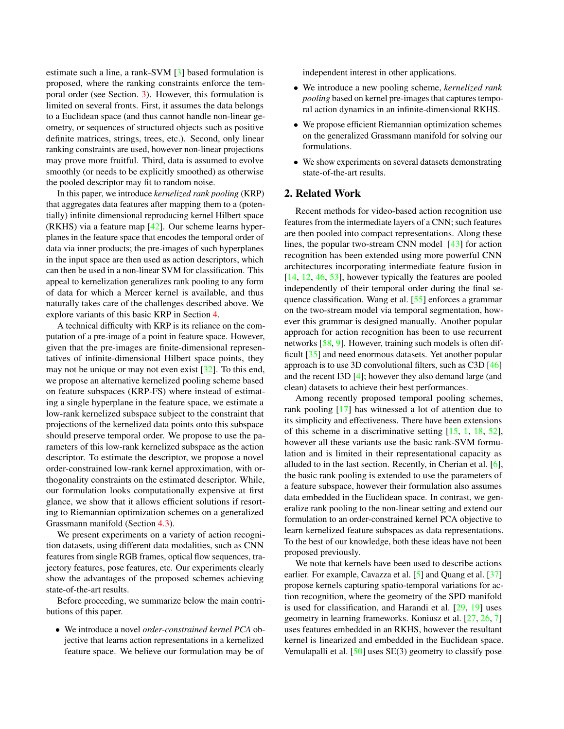estimate such a line, a rank-SVM [3] based formulation is proposed, where the ranking constraints enforce the temporal order (see Section. 3). However, this formulation is limited on several fronts. First, it assumes the data belongs to a Euclidean space (and thus cannot handle non-linear geometry, or sequences of structured objects such as positive definite matrices, strings, trees, etc.). Second, only linear ranking constraints are used, however non-linear projections may prove more fruitful. Third, data is assumed to evolve smoothly (or needs to be explicitly smoothed) as otherwise the pooled descriptor may fit to random noise.

In this paper, we introduce *kernelized rank pooling* (KRP) that aggregates data features after mapping them to a (potentially) infinite dimensional reproducing kernel Hilbert space (RKHS) via a feature map [42]. Our scheme learns hyperplanes in the feature space that encodes the temporal order of data via inner products; the pre-images of such hyperplanes in the input space are then used as action descriptors, which can then be used in a non-linear SVM for classification. This appeal to kernelization generalizes rank pooling to any form of data for which a Mercer kernel is available, and thus naturally takes care of the challenges described above. We explore variants of this basic KRP in Section 4.

A technical difficulty with KRP is its reliance on the computation of a pre-image of a point in feature space. However, given that the pre-images are finite-dimensional representatives of infinite-dimensional Hilbert space points, they may not be unique or may not even exist [32]. To this end, we propose an alternative kernelized pooling scheme based on feature subspaces (KRP-FS) where instead of estimating a single hyperplane in the feature space, we estimate a low-rank kernelized subspace subject to the constraint that projections of the kernelized data points onto this subspace should preserve temporal order. We propose to use the parameters of this low-rank kernelized subspace as the action descriptor. To estimate the descriptor, we propose a novel order-constrained low-rank kernel approximation, with orthogonality constraints on the estimated descriptor. While, our formulation looks computationally expensive at first glance, we show that it allows efficient solutions if resorting to Riemannian optimization schemes on a generalized Grassmann manifold (Section 4.3).

We present experiments on a variety of action recognition datasets, using different data modalities, such as CNN features from single RGB frames, optical flow sequences, trajectory features, pose features, etc. Our experiments clearly show the advantages of the proposed schemes achieving state-of-the-art results.

Before proceeding, we summarize below the main contributions of this paper.

- We introduce a novel *order-constrained kernel PCA* objective that learns action representations in a kernelized feature space. We believe our formulation may be of independent interest in other applications.
- We introduce a new pooling scheme, *kernelized rank pooling* based on kernel pre-images that captures temporal action dynamics in an infinite-dimensional RKHS.
- We propose efficient Riemannian optimization schemes on the generalized Grassmann manifold for solving our formulations.
- We show experiments on several datasets demonstrating state-of-the-art results.

## 2. Related Work

Recent methods for video-based action recognition use features from the intermediate layers of a CNN; such features are then pooled into compact representations. Along these lines, the popular two-stream CNN model [43] for action recognition has been extended using more powerful CNN architectures incorporating intermediate feature fusion in [14, 12, 46, 53], however typically the features are pooled independently of their temporal order during the final sequence classification. Wang et al. [55] enforces a grammar on the two-stream model via temporal segmentation, however this grammar is designed manually. Another popular approach for action recognition has been to use recurrent networks [58, 9]. However, training such models is often difficult [35] and need enormous datasets. Yet another popular approach is to use 3D convolutional filters, such as C3D [46] and the recent I3D [4]; however they also demand large (and clean) datasets to achieve their best performances.

Among recently proposed temporal pooling schemes, rank pooling [17] has witnessed a lot of attention due to its simplicity and effectiveness. There have been extensions of this scheme in a discriminative setting [15, 1, 18, 52], however all these variants use the basic rank-SVM formulation and is limited in their representational capacity as alluded to in the last section. Recently, in Cherian et al. [6], the basic rank pooling is extended to use the parameters of a feature subspace, however their formulation also assumes data embedded in the Euclidean space. In contrast, we generalize rank pooling to the non-linear setting and extend our formulation to an order-constrained kernel PCA objective to learn kernelized feature subspaces as data representations. To the best of our knowledge, both these ideas have not been proposed previously.

We note that kernels have been used to describe actions earlier. For example, Cavazza et al. [5] and Quang et al. [37] propose kernels capturing spatio-temporal variations for action recognition, where the geometry of the SPD manifold is used for classification, and Harandi et al. [29, 19] uses geometry in learning frameworks. Koniusz et al. [27, 26, 7] uses features embedded in an RKHS, however the resultant kernel is linearized and embedded in the Euclidean space. Vemulapalli et al. [50] uses SE(3) geometry to classify pose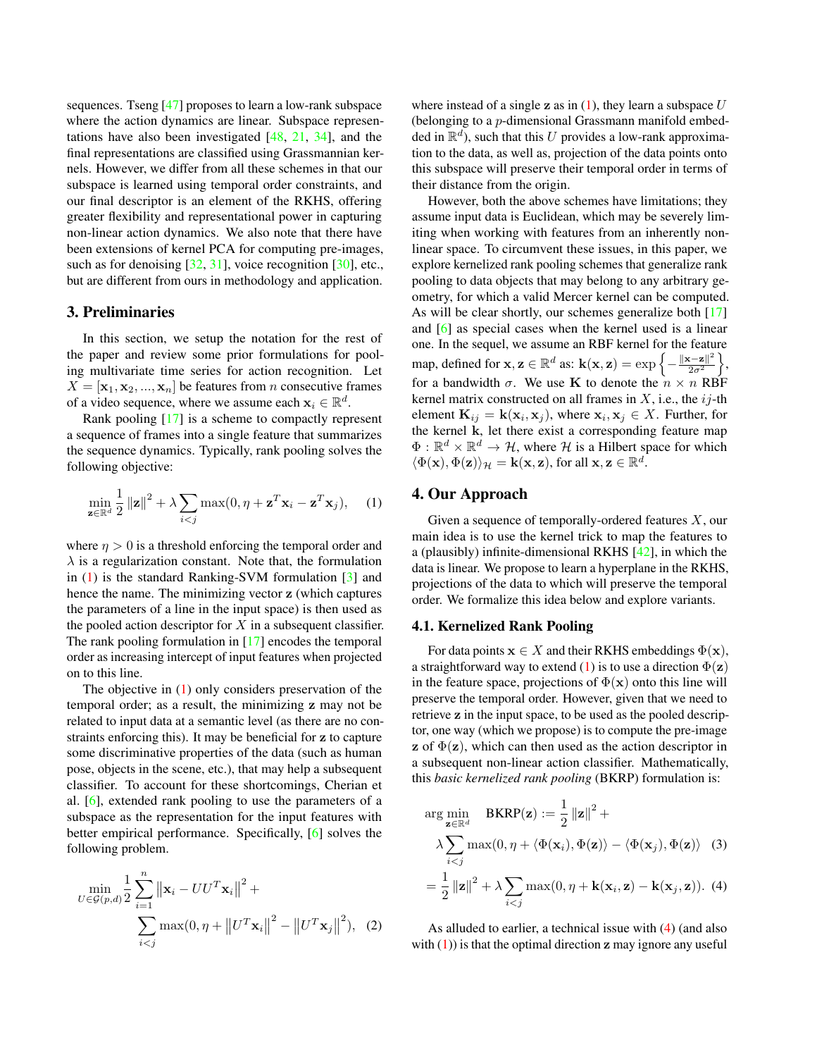sequences. Tseng [47] proposes to learn a low-rank subspace where the action dynamics are linear. Subspace representations have also been investigated [48, 21, 34], and the final representations are classified using Grassmannian kernels. However, we differ from all these schemes in that our subspace is learned using temporal order constraints, and our final descriptor is an element of the RKHS, offering greater flexibility and representational power in capturing non-linear action dynamics. We also note that there have been extensions of kernel PCA for computing pre-images, such as for denoising [32, 31], voice recognition [30], etc., but are different from ours in methodology and application.

## 3. Preliminaries

In this section, we setup the notation for the rest of the paper and review some prior formulations for pooling multivariate time series for action recognition. Let $X = [\mathbf{x}_1, \mathbf{x}_2, ..., \mathbf{x}_n]$ be features from $n$ consecutive frames of a video sequence, where we assume each $\mathbf{x}_i \in \mathbb{R}^d$.

Rank pooling [17] is a scheme to compactly represent a sequence of frames into a single feature that summarizes the sequence dynamics. Typically, rank pooling solves the following objective:

$$\min_{\mathbf{z}\in\mathbb{R}^d} \frac{1}{2}\left\|\mathbf{z}\right\|^2 + \lambda \sum_{i<j} \max(0, \eta + \mathbf{z}^T\mathbf{x}_i - \mathbf{z}^T\mathbf{x}_j), \quad (1)$$

where $\eta > 0$ is a threshold enforcing the temporal order and $\lambda$ is a regularization constant. Note that, the formulation in (1) is the standard Ranking-SVM formulation [3] and hence the name. The minimizing vector $\mathbf{z}$ (which captures the parameters of a line in the input space) is then used as the pooled action descriptor for $X$ in a subsequent classifier. The rank pooling formulation in [17] encodes the temporal order as increasing intercept of input features when projected on to this line.

The objective in (1) only considers preservation of the temporal order; as a result, the minimizing $\mathbf{z}$ may not be related to input data at a semantic level (as there are no constraints enforcing this). It may be beneficial for $\mathbf{z}$ to capture some discriminative properties of the data (such as human pose, objects in the scene, etc.), that may help a subsequent classifier. To account for these shortcomings, Cherian et al. [6], extended rank pooling to use the parameters of a subspace as the representation for the input features with better empirical performance. Specifically, [6] solves the following problem.

$$\min_{U\in\mathcal{G}(p,d)} \frac{1}{2}\sum_{i=1}^{n}\left\|\mathbf{x}_i - UU^T\mathbf{x}_i\right\|^2 + \sum_{i<j}\max(0, \eta + \left\|U^T\mathbf{x}_i\right\|^2 - \left\|U^T\mathbf{x}_j\right\|^2), \quad (2)$$

where instead of a single $\mathbf{z}$ as in (1), they learn a subspace $U$ (belonging to a $p$-dimensional Grassmann manifold embedded in $\mathbb{R}^d$), such that this $U$ provides a low-rank approximation to the data, as well as, projection of the data points onto this subspace will preserve their temporal order in terms of their distance from the origin.

However, both the above schemes have limitations; they assume input data is Euclidean, which may be severely limiting when working with features from an inherently non-linear space. To circumvent these issues, in this paper, we explore kernelized rank pooling schemes that generalize rank pooling to data objects that may belong to any arbitrary geometry, for which a valid Mercer kernel can be computed. As will be clear shortly, our schemes generalize both [17] and [6] as special cases when the kernel used is a linear one. In the sequel, we assume an RBF kernel for the feature map, defined for $\mathbf{x}, \mathbf{z} \in \mathbb{R}^d$ as: $\mathbf{k}(\mathbf{x}, \mathbf{z}) = \exp\left\{-\frac{\left\|\mathbf{x}-\mathbf{z}\right\|^2}{2\sigma^2}\right\}$, for a bandwidth $\sigma$. We use $\mathbf{K}$ to denote the $n \times n$ RBF kernel matrix constructed on all frames in $X$, i.e., the $ij$-th element $\mathbf{K}_{ij} = \mathbf{k}(\mathbf{x}_i, \mathbf{x}_j)$, where $\mathbf{x}_i, \mathbf{x}_j \in X$. Further, for the kernel $\mathbf{k}$, let there exist a corresponding feature map $\Phi : \mathbb{R}^d \times \mathbb{R}^d \to \mathcal{H}$, where $\mathcal{H}$ is a Hilbert space for which $\langle \Phi(\mathbf{x}), \Phi(\mathbf{z})\rangle_{\mathcal{H}} = \mathbf{k}(\mathbf{x}, \mathbf{z})$, for all $\mathbf{x}, \mathbf{z} \in \mathbb{R}^d$.

## 4. Our Approach

Given a sequence of temporally-ordered features $X$, our main idea is to use the kernel trick to map the features to a (plausibly) infinite-dimensional RKHS [42], in which the data is linear. We propose to learn a hyperplane in the RKHS, projections of the data to which will preserve the temporal order. We formalize this idea below and explore variants.

### 4.1. Kernelized Rank Pooling

For data points $\mathbf{x} \in X$ and their RKHS embeddings $\Phi(\mathbf{x})$, a straightforward way to extend (1) is to use a direction $\Phi(\mathbf{z})$ in the feature space, projections of $\Phi(\mathbf{x})$ onto this line will preserve the temporal order. However, given that we need to retrieve $\mathbf{z}$ in the input space, to be used as the pooled descriptor, one way (which we propose) is to compute the pre-image $\mathbf{z}$ of $\Phi(\mathbf{z})$, which can then used as the action descriptor in a subsequent non-linear action classifier. Mathematically, this *basic kernelized rank pooling* (BKRP) formulation is:

$$\begin{aligned}\arg\min_{\mathbf{z}\in\mathbb{R}^d} \quad \text{BKRP}(\mathbf{z}) &:= \frac{1}{2}\left\|\mathbf{z}\right\|^2 + \\ &\lambda\sum_{i<j}\max(0, \eta + \langle\Phi(\mathbf{x}_i), \Phi(\mathbf{z})\rangle - \langle\Phi(\mathbf{x}_j), \Phi(\mathbf{z})\rangle \quad (3)\\ &= \frac{1}{2}\left\|\mathbf{z}\right\|^2 + \lambda\sum_{i<j}\max(0, \eta + \mathbf{k}(\mathbf{x}_i, \mathbf{z}) - \mathbf{k}(\mathbf{x}_j, \mathbf{z})). \quad (4)\end{aligned}$$

As alluded to earlier, a technical issue with (4) (and also with (1)) is that the optimal direction $\mathbf{z}$ may ignore any useful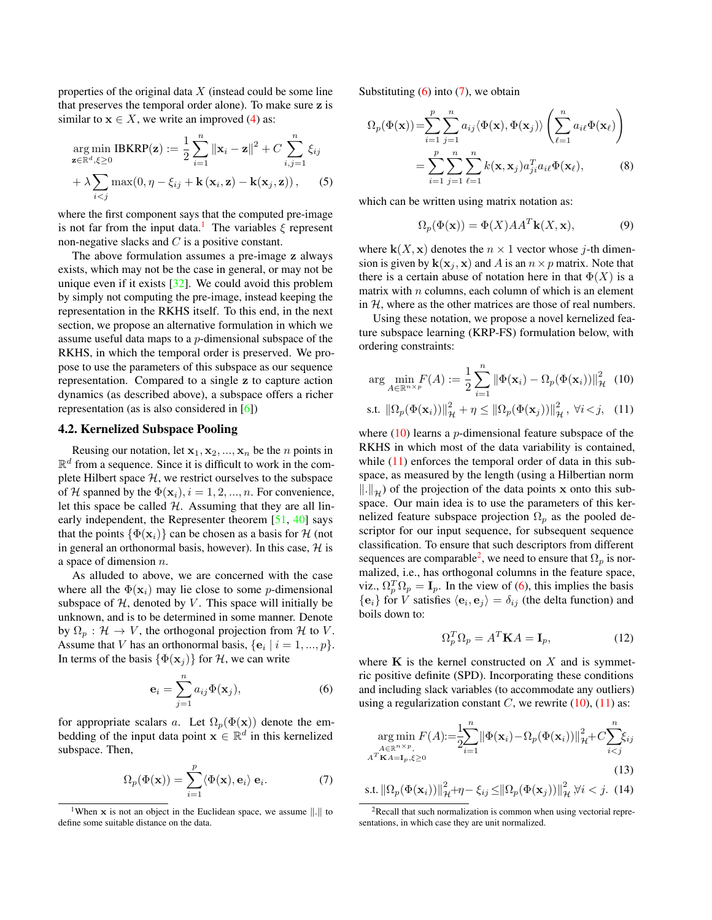properties of the original data $X$ (instead could be some line that preserves the temporal order alone). To make sure $\mathbf{z}$ is similar to $\mathbf{x} \in X$, we write an improved (4) as:

$$\underset{\mathbf{z}\in\mathbb{R}^d, \xi\geq 0}{\arg\min} \text{ IBKRP}(\mathbf{z}) := \frac{1}{2}\sum_{i=1}^{n} \|\mathbf{x}_i - \mathbf{z}\|^2 + C\sum_{i,j=1}^{n}\xi_{ij} + \lambda\sum_{i<j}\max(0, \eta - \xi_{ij} + \mathbf{k}(\mathbf{x}_i, \mathbf{z}) - \mathbf{k}(\mathbf{x}_j, \mathbf{z})), \quad (5)$$

where the first component says that the computed pre-image is not far from the input data.[1] The variables $\xi$ represent non-negative slacks and $C$ is a positive constant.

The above formulation assumes a pre-image $\mathbf{z}$ always exists, which may not be the case in general, or may not be unique even if it exists [32]. We could avoid this problem by simply not computing the pre-image, instead keeping the representation in the RKHS itself. To this end, in the next section, we propose an alternative formulation in which we assume useful data maps to a $p$-dimensional subspace of the RKHS, in which the temporal order is preserved. We propose to use the parameters of this subspace as our sequence representation. Compared to a single $\mathbf{z}$ to capture action dynamics (as described above), a subspace offers a richer representation (as is also considered in [6])

## 4.2. Kernelized Subspace Pooling

Reusing our notation, let $\mathbf{x}_1, \mathbf{x}_2, ..., \mathbf{x}_n$ be the $n$ points in $\mathbb{R}^d$ from a sequence. Since it is difficult to work in the complete Hilbert space $\mathcal{H}$, we restrict ourselves to the subspace of $\mathcal{H}$ spanned by the $\Phi(\mathbf{x}_i), i = 1, 2, ..., n$. For convenience, let this space be called $\mathcal{H}$. Assuming that they are all linearly independent, the Representer theorem [51, 40] says that the points $\{\Phi(\mathbf{x}_i)\}$ can be chosen as a basis for $\mathcal{H}$ (not in general an orthonormal basis, however). In this case, $\mathcal{H}$ is a space of dimension $n$.

As alluded to above, we are concerned with the case where all the $\Phi(\mathbf{x}_i)$ may lie close to some $p$-dimensional subspace of $\mathcal{H}$, denoted by $V$. This space will initially be unknown, and is to be determined in some manner. Denote by $\Omega_p : \mathcal{H} \to V$, the orthogonal projection from $\mathcal{H}$ to $V$. Assume that $V$ has an orthonormal basis, $\{\mathbf{e}_i \mid i = 1, ..., p\}$. In terms of the basis $\{\Phi(\mathbf{x}_j)\}$ for $\mathcal{H}$, we can write

$$\mathbf{e}_i = \sum_{j=1}^{n} a_{ij}\Phi(\mathbf{x}_j), \quad (6)$$

for appropriate scalars $a$. Let $\Omega_p(\Phi(\mathbf{x}))$ denote the embedding of the input data point $\mathbf{x} \in \mathbb{R}^d$ in this kernelized subspace. Then,

$$\Omega_p(\Phi(\mathbf{x})) = \sum_{i=1}^{p} \langle \Phi(\mathbf{x}), \mathbf{e}_i\rangle\, \mathbf{e}_i. \quad (7)$$

[1] When $\mathbf{x}$ is not an object in the Euclidean space, we assume $\|.\|$ to define some suitable distance on the data.

Substituting (6) into (7), we obtain

$$\begin{aligned}\Omega_p(\Phi(\mathbf{x})) &= \sum_{i=1}^{p}\sum_{j=1}^{n} a_{ij}\langle\Phi(\mathbf{x}), \Phi(\mathbf{x}_j)\rangle \left(\sum_{\ell=1}^{n} a_{i\ell}\Phi(\mathbf{x}_\ell)\right) \\ &= \sum_{i=1}^{p}\sum_{j=1}^{n}\sum_{\ell=1}^{n} k(\mathbf{x}, \mathbf{x}_j) a_{ji}^T a_{i\ell}\Phi(\mathbf{x}_\ell), \quad (8)\end{aligned}$$

which can be written using matrix notation as:

$$\Omega_p(\Phi(\mathbf{x})) = \Phi(X)AA^T\mathbf{k}(X, \mathbf{x}), \quad (9)$$

where $\mathbf{k}(X, \mathbf{x})$ denotes the $n \times 1$ vector whose $j$-th dimension is given by $\mathbf{k}(\mathbf{x}_j, \mathbf{x})$ and $A$ is an $n \times p$ matrix. Note that there is a certain abuse of notation here in that $\Phi(X)$ is a matrix with $n$ columns, each column of which is an element in $\mathcal{H}$, where as the other matrices are those of real numbers.

Using these notation, we propose a novel kernelized feature subspace learning (KRP-FS) formulation below, with ordering constraints:

$$\arg\min_{A\in\mathbb{R}^{n\times p}} F(A) := \frac{1}{2}\sum_{i=1}^{n}\|\Phi(\mathbf{x}_i) - \Omega_p(\Phi(\mathbf{x}_i))\|_{\mathcal{H}}^2 \quad (10)$$

$$\text{s.t. } \|\Omega_p(\Phi(\mathbf{x}_i))\|_{\mathcal{H}}^2 + \eta \leq \|\Omega_p(\Phi(\mathbf{x}_j))\|_{\mathcal{H}}^2, \ \forall i<j, \quad (11)$$

where (10) learns a $p$-dimensional feature subspace of the RKHS in which most of the data variability is contained, while (11) enforces the temporal order of data in this subspace, as measured by the length (using a Hilbertian norm $\|.\|_{\mathcal{H}}$) of the projection of the data points $\mathbf{x}$ onto this subspace. Our main idea is to use the parameters of this kernelized feature subspace projection $\Omega_p$ as the pooled descriptor for our input sequence, for subsequent sequence classification. To ensure that such descriptors from different sequences are comparable[2], we need to ensure that $\Omega_p$ is normalized, i.e., has orthogonal columns in the feature space, viz., $\Omega_p^T\Omega_p = \mathbf{I}_p$. In the view of (6), this implies the basis $\{\mathbf{e}_i\}$ for $V$ satisfies $\langle\mathbf{e}_i, \mathbf{e}_j\rangle = \delta_{ij}$ (the delta function) and boils down to:

$$\Omega_p^T\Omega_p = A^T\mathbf{K}A = \mathbf{I}_p, \quad (12)$$

where $\mathbf{K}$ is the kernel constructed on $X$ and is symmetric positive definite (SPD). Incorporating these conditions and including slack variables (to accommodate any outliers) using a regularization constant $C$, we rewrite (10), (11) as:

$$\underset{\substack{A\in\mathbb{R}^{n\times p}, \\ A^T\mathbf{K}A=\mathbf{I}_p, \xi\geq 0}}{\arg\min} F(A) := \frac{1}{2}\sum_{i=1}^{n}\|\Phi(\mathbf{x}_i) - \Omega_p(\Phi(\mathbf{x}_i))\|_{\mathcal{H}}^2 + C\sum_{i<j}^{n}\xi_{ij} \quad (13)$$

$$\text{s.t. } \|\Omega_p(\Phi(\mathbf{x}_i))\|_{\mathcal{H}}^2 + \eta - \xi_{ij} \leq \|\Omega_p(\Phi(\mathbf{x}_j))\|_{\mathcal{H}}^2 \ \forall i<j. \quad (14)$$

[2] Recall that such normalization is common when using vectorial representations, in which case they are unit normalized.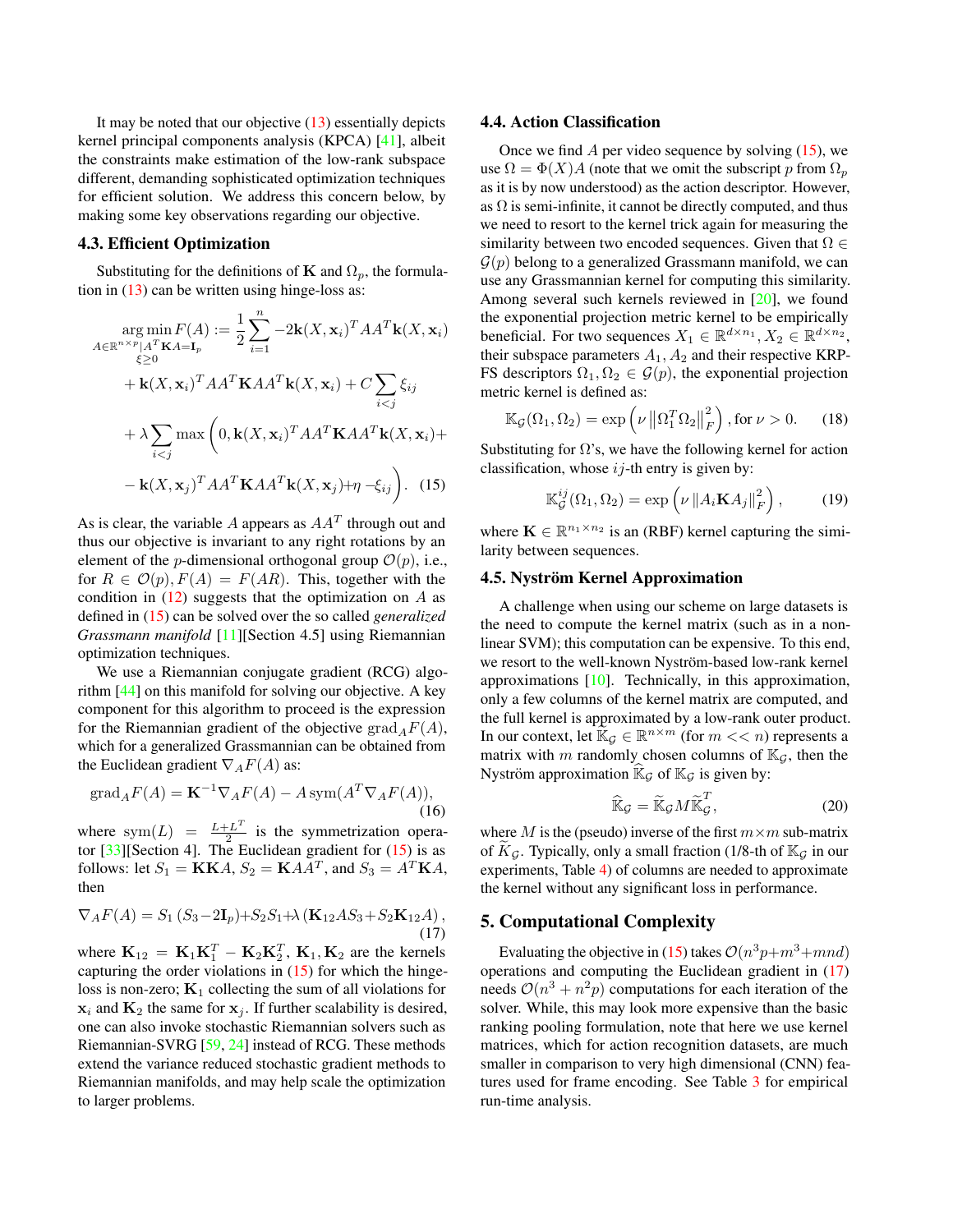It may be noted that our objective (13) essentially depicts kernel principal components analysis (KPCA) [41], albeit the constraints make estimation of the low-rank subspace different, demanding sophisticated optimization techniques for efficient solution. We address this concern below, by making some key observations regarding our objective.

### 4.3. Efficient Optimization

Substituting for the definitions of $\mathbf{K}$ and $\Omega_p$, the formulation in (13) can be written using hinge-loss as:

$$
\begin{aligned}
\underset{\substack{A\in\mathbb{R}^{n\times p}\mid A^T\mathbf{K}A=\mathbf{I}_p\\ \xi\geq 0}}{\arg\min} F(A) &:= \frac{1}{2}\sum_{i=1}^{n} -2\mathbf{k}(X,\mathbf{x}_i)^T AA^T\mathbf{k}(X,\mathbf{x}_i)\\
&+ \mathbf{k}(X,\mathbf{x}_i)^T AA^T\mathbf{K}AA^T\mathbf{k}(X,\mathbf{x}_i) + C\sum_{i<j}\xi_{ij}\\
&+ \lambda\sum_{i<j}\max\Big(0, \mathbf{k}(X,\mathbf{x}_i)^T AA^T\mathbf{K}AA^T\mathbf{k}(X,\mathbf{x}_i)+\\
&- \mathbf{k}(X,\mathbf{x}_j)^T AA^T\mathbf{K}AA^T\mathbf{k}(X,\mathbf{x}_j)+\eta - \xi_{ij}\Big). \quad (15)
\end{aligned}
$$

As is clear, the variable $A$ appears as $AA^T$ through out and thus our objective is invariant to any right rotations by an element of the $p$-dimensional orthogonal group $\mathcal{O}(p)$, i.e., for $R\in\mathcal{O}(p), F(A) = F(AR)$. This, together with the condition in (12) suggests that the optimization on $A$ as defined in (15) can be solved over the so called *generalized Grassmann manifold* [11][Section 4.5] using Riemannian optimization techniques.

We use a Riemannian conjugate gradient (RCG) algorithm [44] on this manifold for solving our objective. A key component for this algorithm to proceed is the expression for the Riemannian gradient of the objective $\operatorname{grad}_A F(A)$, which for a generalized Grassmannian can be obtained from the Euclidean gradient $\nabla_A F(A)$ as:

$$
\operatorname{grad}_A F(A) = \mathbf{K}^{-1}\nabla_A F(A) - A\,\operatorname{sym}(A^T\nabla_A F(A)), \quad (16)
$$

where $\operatorname{sym}(L) = \frac{L+L^T}{2}$ is the symmetrization operator [33][Section 4]. The Euclidean gradient for (15) is as follows: let $S_1 = \mathbf{K}\mathbf{K}A$, $S_2 = \mathbf{K}AA^T$, and $S_3 = A^T\mathbf{K}A$, then

$$
\nabla_A F(A) = S_1(S_3 - 2\mathbf{I}_p) + S_2 S_1 + \lambda\left(\mathbf{K}_{12}AS_3 + S_2\mathbf{K}_{12}A\right), \quad (17)
$$

where $\mathbf{K}_{12} = \mathbf{K}_1\mathbf{K}_1^T - \mathbf{K}_2\mathbf{K}_2^T$, $\mathbf{K}_1, \mathbf{K}_2$ are the kernels capturing the order violations in (15) for which the hinge-loss is non-zero; $\mathbf{K}_1$ collecting the sum of all violations for $\mathbf{x}_i$ and $\mathbf{K}_2$ the same for $\mathbf{x}_j$. If further scalability is desired, one can also invoke stochastic Riemannian solvers such as Riemannian-SVRG [59, 24] instead of RCG. These methods extend the variance reduced stochastic gradient methods to Riemannian manifolds, and may help scale the optimization to larger problems.

### 4.4. Action Classification

Once we find $A$ per video sequence by solving (15), we use $\Omega = \Phi(X)A$ (note that we omit the subscript $p$ from $\Omega_p$ as it is by now understood) as the action descriptor. However, as $\Omega$ is semi-infinite, it cannot be directly computed, and thus we need to resort to the kernel trick again for measuring the similarity between two encoded sequences. Given that $\Omega\in\mathcal{G}(p)$ belong to a generalized Grassmann manifold, we can use any Grassmannian kernel for computing this similarity. Among several such kernels reviewed in [20], we found the exponential projection metric kernel to be empirically beneficial. For two sequences $X_1\in\mathbb{R}^{d\times n_1}, X_2\in\mathbb{R}^{d\times n_2}$, their subspace parameters $A_1, A_2$ and their respective KRP-FS descriptors $\Omega_1,\Omega_2\in\mathcal{G}(p)$, the exponential projection metric kernel is defined as:

$$
\mathbb{K}_{\mathcal{G}}(\Omega_1,\Omega_2) = \exp\left(\nu\left\|\Omega_1^T\Omega_2\right\|_F^2\right), \text{ for } \nu > 0. \quad (18)
$$

Substituting for $\Omega$'s, we have the following kernel for action classification, whose $ij$-th entry is given by:

$$
\mathbb{K}_{\mathcal{G}}^{ij}(\Omega_1,\Omega_2) = \exp\left(\nu\left\|A_i\mathbf{K}A_j\right\|_F^2\right), \quad (19)
$$

where $\mathbf{K}\in\mathbb{R}^{n_1\times n_2}$ is an (RBF) kernel capturing the similarity between sequences.

### 4.5. Nyström Kernel Approximation

A challenge when using our scheme on large datasets is the need to compute the kernel matrix (such as in a non-linear SVM); this computation can be expensive. To this end, we resort to the well-known Nyström-based low-rank kernel approximations [10]. Technically, in this approximation, only a few columns of the kernel matrix are computed, and the full kernel is approximated by a low-rank outer product. In our context, let $\widetilde{\mathbb{K}}_{\mathcal{G}}\in\mathbb{R}^{n\times m}$ (for $m << n$) represents a matrix with $m$ randomly chosen columns of $\mathbb{K}_{\mathcal{G}}$, then the Nyström approximation $\widehat{\mathbb{K}}_{\mathcal{G}}$ of $\mathbb{K}_{\mathcal{G}}$ is given by:

$$
\widehat{\mathbb{K}}_{\mathcal{G}} = \widetilde{\mathbb{K}}_{\mathcal{G}} M \widetilde{\mathbb{K}}_{\mathcal{G}}^T, \quad (20)
$$

where $M$ is the (pseudo) inverse of the first $m\times m$ sub-matrix of $\widetilde{K}_{\mathcal{G}}$. Typically, only a small fraction (1/8-th of $\mathbb{K}_{\mathcal{G}}$ in our experiments, Table 4) of columns are needed to approximate the kernel without any significant loss in performance.

## 5. Computational Complexity

Evaluating the objective in (15) takes $\mathcal{O}(n^3p + m^3 + mnd)$ operations and computing the Euclidean gradient in (17) needs $\mathcal{O}(n^3 + n^2p)$ computations for each iteration of the solver. While, this may look more expensive than the basic ranking pooling formulation, note that here we use kernel matrices, which for action recognition datasets, are much smaller in comparison to very high dimensional (CNN) features used for frame encoding. See Table 3 for empirical run-time analysis.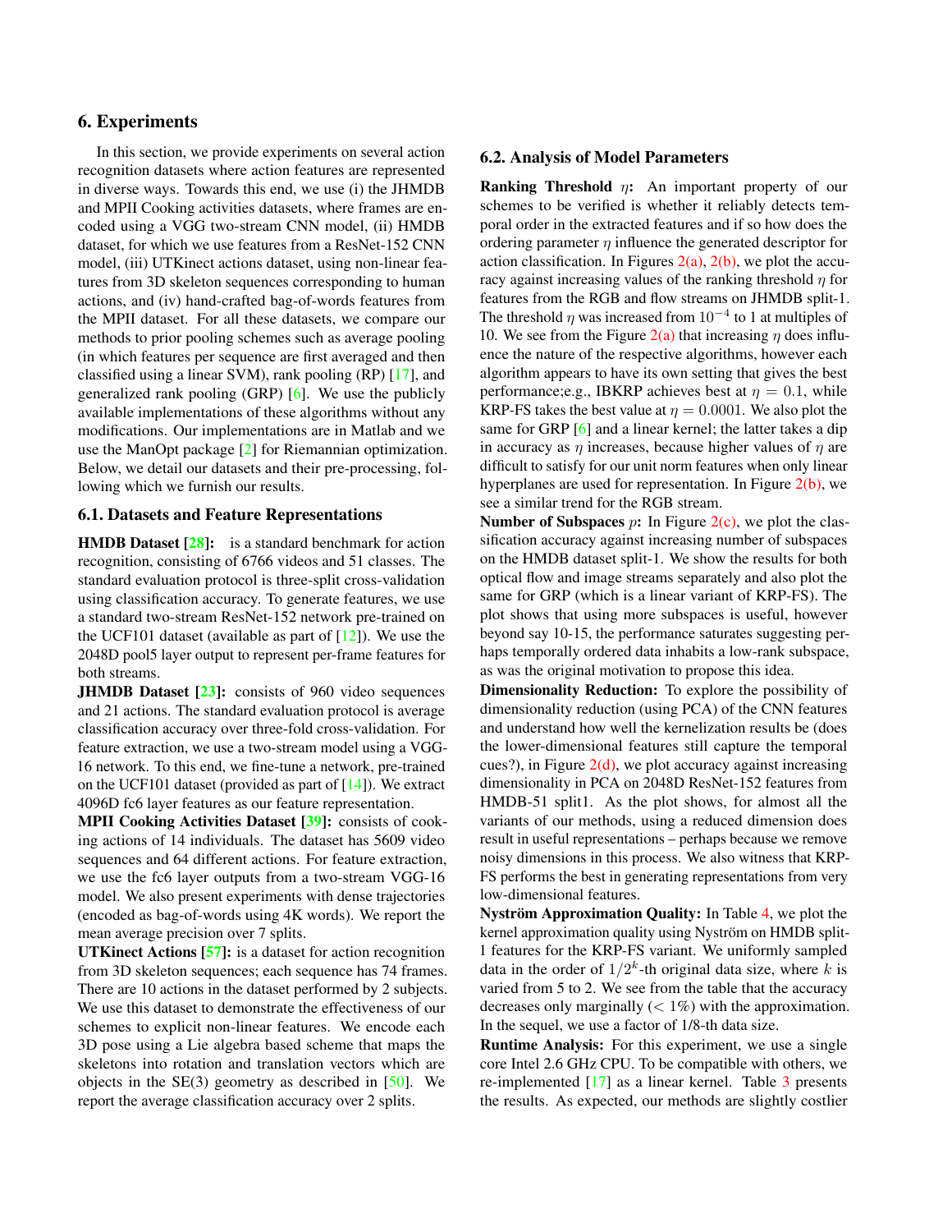## 6. Experiments

In this section, we provide experiments on several action recognition datasets where action features are represented in diverse ways. Towards this end, we use (i) the JHMDB and MPII Cooking activities datasets, where frames are encoded using a VGG two-stream CNN model, (ii) HMDB dataset, for which we use features from a ResNet-152 CNN model, (iii) UTKinect actions dataset, using non-linear features from 3D skeleton sequences corresponding to human actions, and (iv) hand-crafted bag-of-words features from the MPII dataset. For all these datasets, we compare our methods to prior pooling schemes such as average pooling (in which features per sequence are first averaged and then classified using a linear SVM), rank pooling (RP) [17], and generalized rank pooling (GRP) [6]. We use the publicly available implementations of these algorithms without any modifications. Our implementations are in Matlab and we use the ManOpt package [2] for Riemannian optimization. Below, we detail our datasets and their pre-processing, following which we furnish our results.

### 6.1. Datasets and Feature Representations

**HMDB Dataset [28]:** is a standard benchmark for action recognition, consisting of 6766 videos and 51 classes. The standard evaluation protocol is three-split cross-validation using classification accuracy. To generate features, we use a standard two-stream ResNet-152 network pre-trained on the UCF101 dataset (available as part of [12]). We use the 2048D pool5 layer output to represent per-frame features for both streams.

**JHMDB Dataset [23]:** consists of 960 video sequences and 21 actions. The standard evaluation protocol is average classification accuracy over three-fold cross-validation. For feature extraction, we use a two-stream model using a VGG-16 network. To this end, we fine-tune a network, pre-trained on the UCF101 dataset (provided as part of [14]). We extract 4096D fc6 layer features as our feature representation.

**MPII Cooking Activities Dataset [39]:** consists of cooking actions of 14 individuals. The dataset has 5609 video sequences and 64 different actions. For feature extraction, we use the fc6 layer outputs from a two-stream VGG-16 model. We also present experiments with dense trajectories (encoded as bag-of-words using 4K words). We report the mean average precision over 7 splits.

**UTKinect Actions [57]:** is a dataset for action recognition from 3D skeleton sequences; each sequence has 74 frames. There are 10 actions in the dataset performed by 2 subjects. We use this dataset to demonstrate the effectiveness of our schemes to explicit non-linear features. We encode each 3D pose using a Lie algebra based scheme that maps the skeletons into rotation and translation vectors which are objects in the SE(3) geometry as described in [50]. We report the average classification accuracy over 2 splits.

### 6.2. Analysis of Model Parameters

**Ranking Threshold $\eta$:** An important property of our schemes to be verified is whether it reliably detects temporal order in the extracted features and if so how does the ordering parameter $\eta$ influence the generated descriptor for action classification. In Figures 2(a), 2(b), we plot the accuracy against increasing values of the ranking threshold $\eta$ for features from the RGB and flow streams on JHMDB split-1. The threshold $\eta$ was increased from $10^{-4}$ to 1 at multiples of 10. We see from the Figure 2(a) that increasing $\eta$ does influence the nature of the respective algorithms, however each algorithm appears to have its own setting that gives the best performance;e.g., IBKRP achieves best at $\eta = 0.1$, while KRP-FS takes the best value at $\eta = 0.0001$. We also plot the same for GRP [6] and a linear kernel; the latter takes a dip in accuracy as $\eta$ increases, because higher values of $\eta$ are difficult to satisfy for our unit norm features when only linear hyperplanes are used for representation. In Figure 2(b), we see a similar trend for the RGB stream.

**Number of Subspaces $p$:** In Figure 2(c), we plot the classification accuracy against increasing number of subspaces on the HMDB dataset split-1. We show the results for both optical flow and image streams separately and also plot the same for GRP (which is a linear variant of KRP-FS). The plot shows that using more subspaces is useful, however beyond say 10-15, the performance saturates suggesting perhaps temporally ordered data inhabits a low-rank subspace, as was the original motivation to propose this idea.

**Dimensionality Reduction:** To explore the possibility of dimensionality reduction (using PCA) of the CNN features and understand how well the kernelization results be (does the lower-dimensional features still capture the temporal cues?), in Figure 2(d), we plot accuracy against increasing dimensionality in PCA on 2048D ResNet-152 features from HMDB-51 split1. As the plot shows, for almost all the variants of our methods, using a reduced dimension does result in useful representations – perhaps because we remove noisy dimensions in this process. We also witness that KRP-FS performs the best in generating representations from very low-dimensional features.

**Nyström Approximation Quality:** In Table 4, we plot the kernel approximation quality using Nyström on HMDB split-1 features for the KRP-FS variant. We uniformly sampled data in the order of $1/2^k$-th original data size, where $k$ is varied from 5 to 2. We see from the table that the accuracy decreases only marginally ($< 1\%$) with the approximation. In the sequel, we use a factor of 1/8-th data size.

**Runtime Analysis:** For this experiment, we use a single core Intel 2.6 GHz CPU. To be compatible with others, we re-implemented [17] as a linear kernel. Table 3 presents the results. As expected, our methods are slightly costlier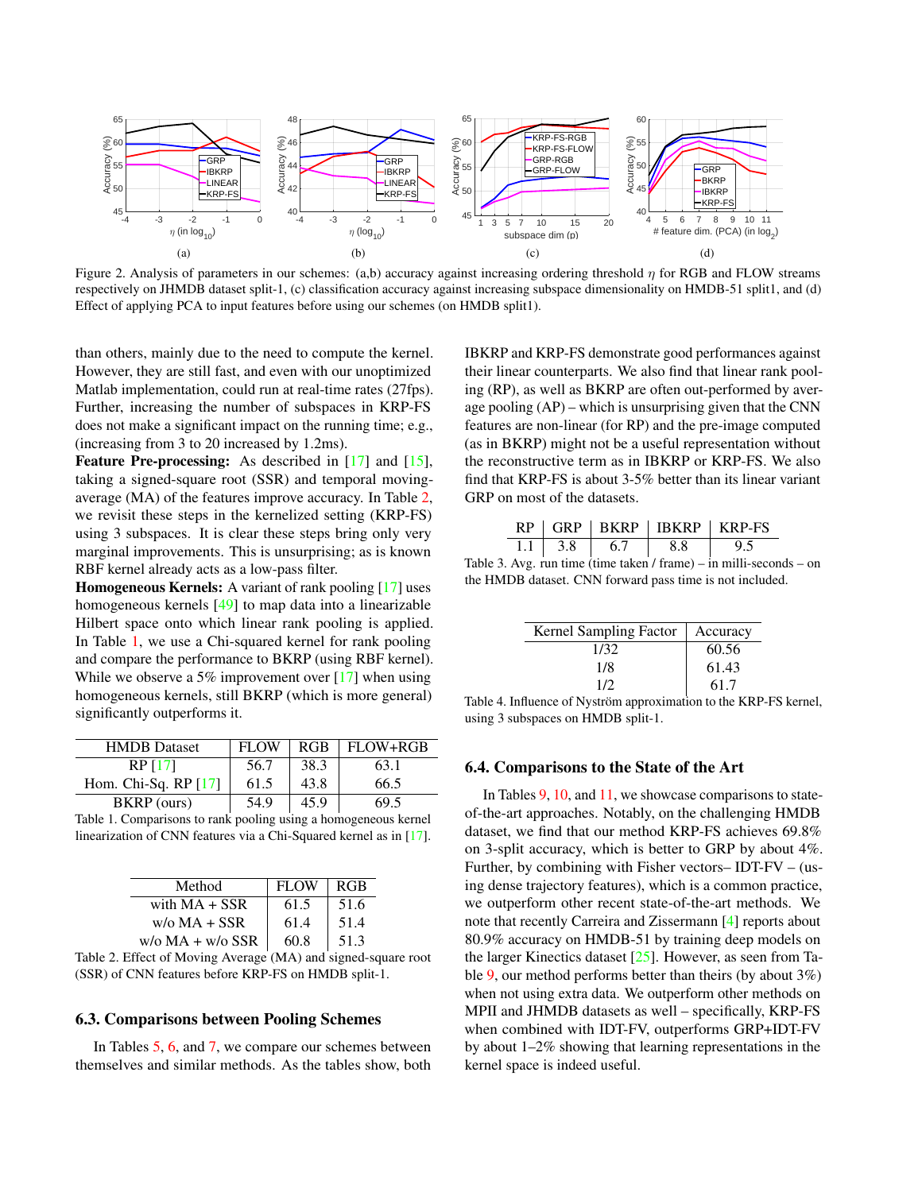Figure 2. Analysis of parameters in our schemes: (a,b) accuracy against increasing ordering threshold $\eta$ for RGB and FLOW streams respectively on JHMDB dataset split-1, (c) classification accuracy against increasing subspace dimensionality on HMDB-51 split1, and (d) Effect of applying PCA to input features before using our schemes (on HMDB split1).

than others, mainly due to the need to compute the kernel. However, they are still fast, and even with our unoptimized Matlab implementation, could run at real-time rates (27fps). Further, increasing the number of subspaces in KRP-FS does not make a significant impact on the running time; e.g., (increasing from 3 to 20 increased by 1.2ms).

**Feature Pre-processing:** As described in [17] and [15], taking a signed-square root (SSR) and temporal moving-average (MA) of the features improve accuracy. In Table 2, we revisit these steps in the kernelized setting (KRP-FS) using 3 subspaces. It is clear these steps bring only very marginal improvements. This is unsurprising; as is known RBF kernel already acts as a low-pass filter.

**Homogeneous Kernels:** A variant of rank pooling [17] uses homogeneous kernels [49] to map data into a linearizable Hilbert space onto which linear rank pooling is applied. In Table 1, we use a Chi-squared kernel for rank pooling and compare the performance to BKRP (using RBF kernel). While we observe a 5% improvement over [17] when using homogeneous kernels, still BKRP (which is more general) significantly outperforms it.

| HMDB Dataset | FLOW | RGB | FLOW+RGB |
|---|---|---|---|
| RP [17] | 56.7 | 38.3 | 63.1 |
| Hom. Chi-Sq. RP [17] | 61.5 | 43.8 | 66.5 |
| BKRP (ours) | 54.9 | 45.9 | 69.5 |

Table 1. Comparisons to rank pooling using a homogeneous kernel linearization of CNN features via a Chi-Squared kernel as in [17].

| Method | FLOW | RGB |
|---|---|---|
| with MA + SSR | 61.5 | 51.6 |
| w/o MA + SSR | 61.4 | 51.4 |
| w/o MA + w/o SSR | 60.8 | 51.3 |

Table 2. Effect of Moving Average (MA) and signed-square root (SSR) of CNN features before KRP-FS on HMDB split-1.

### 6.3. Comparisons between Pooling Schemes

In Tables 5, 6, and 7, we compare our schemes between themselves and similar methods. As the tables show, both IBKRP and KRP-FS demonstrate good performances against their linear counterparts. We also find that linear rank pooling (RP), as well as BKRP are often out-performed by average pooling (AP) – which is unsurprising given that the CNN features are non-linear (for RP) and the pre-image computed (as in BKRP) might not be a useful representation without the reconstructive term as in IBKRP or KRP-FS. We also find that KRP-FS is about 3-5% better than its linear variant GRP on most of the datasets.

| RP | GRP | BKRP | IBKRP | KRP-FS |
|---|---|---|---|---|
| 1.1 | 3.8 | 6.7 | 8.8 | 9.5 |

Table 3. Avg. run time (time taken / frame) – in milli-seconds – on the HMDB dataset. CNN forward pass time is not included.

| Kernel Sampling Factor | Accuracy |
|---|---|
| 1/32 | 60.56 |
| 1/8 | 61.43 |
| 1/2 | 61.7 |

Table 4. Influence of Nyström approximation to the KRP-FS kernel, using 3 subspaces on HMDB split-1.

### 6.4. Comparisons to the State of the Art

In Tables 9, 10, and 11, we showcase comparisons to state-of-the-art approaches. Notably, on the challenging HMDB dataset, we find that our method KRP-FS achieves 69.8% on 3-split accuracy, which is better to GRP by about 4%. Further, by combining with Fisher vectors– IDT-FV – (using dense trajectory features), which is a common practice, we outperform other recent state-of-the-art methods. We note that recently Carreira and Zissermann [4] reports about 80.9% accuracy on HMDB-51 by training deep models on the larger Kinectics dataset [25]. However, as seen from Table 9, our method performs better than theirs (by about 3%) when not using extra data. We outperform other methods on MPII and JHMDB datasets as well – specifically, KRP-FS when combined with IDT-FV, outperforms GRP+IDT-FV by about 1–2% showing that learning representations in the kernel space is indeed useful.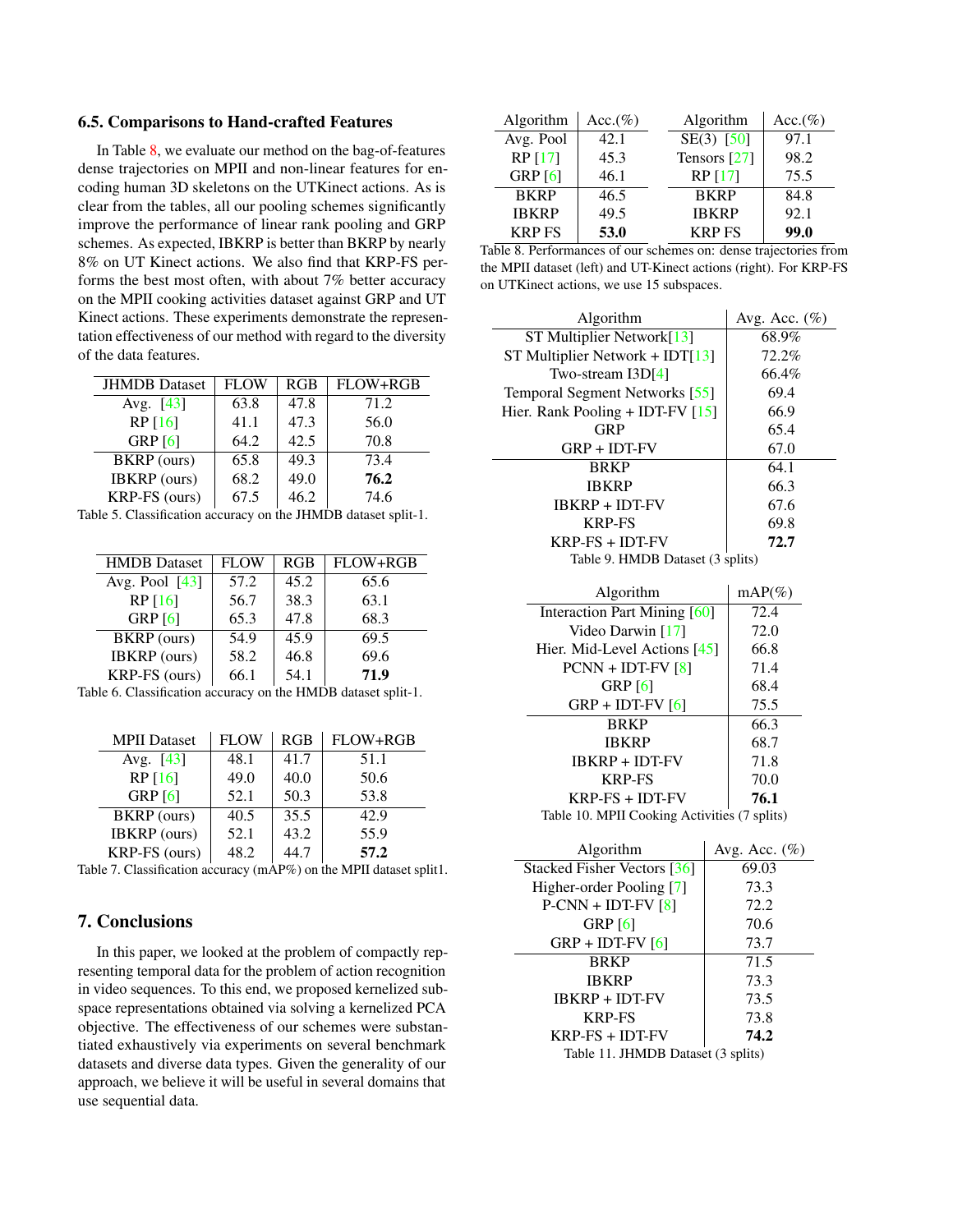### 6.5. Comparisons to Hand-crafted Features

In Table 8, we evaluate our method on the bag-of-features dense trajectories on MPII and non-linear features for encoding human 3D skeletons on the UTKinect actions. As is clear from the tables, all our pooling schemes significantly improve the performance of linear rank pooling and GRP schemes. As expected, IBKRP is better than BKRP by nearly 8% on UT Kinect actions. We also find that KRP-FS performs the best most often, with about 7% better accuracy on the MPII cooking activities dataset against GRP and UT Kinect actions. These experiments demonstrate the representation effectiveness of our method with regard to the diversity of the data features.

| JHMDB Dataset | FLOW | RGB | FLOW+RGB |
|---|---|---|---|
| Avg. [43] | 63.8 | 47.8 | 71.2 |
| RP [16] | 41.1 | 47.3 | 56.0 |
| GRP [6] | 64.2 | 42.5 | 70.8 |
| BKRP (ours) | 65.8 | 49.3 | 73.4 |
| IBKRP (ours) | 68.2 | 49.0 | **76.2** |
| KRP-FS (ours) | 67.5 | 46.2 | 74.6 |

Table 5. Classification accuracy on the JHMDB dataset split-1.

| HMDB Dataset | FLOW | RGB | FLOW+RGB |
|---|---|---|---|
| Avg. Pool [43] | 57.2 | 45.2 | 65.6 |
| RP [16] | 56.7 | 38.3 | 63.1 |
| GRP [6] | 65.3 | 47.8 | 68.3 |
| BKRP (ours) | 54.9 | 45.9 | 69.5 |
| IBKRP (ours) | 58.2 | 46.8 | 69.6 |
| KRP-FS (ours) | 66.1 | 54.1 | **71.9** |

Table 6. Classification accuracy on the HMDB dataset split-1.

| MPII Dataset | FLOW | RGB | FLOW+RGB |
|---|---|---|---|
| Avg. [43] | 48.1 | 41.7 | 51.1 |
| RP [16] | 49.0 | 40.0 | 50.6 |
| GRP [6] | 52.1 | 50.3 | 53.8 |
| BKRP (ours) | 40.5 | 35.5 | 42.9 |
| IBKRP (ours) | 52.1 | 43.2 | 55.9 |
| KRP-FS (ours) | 48.2 | 44.7 | **57.2** |

Table 7. Classification accuracy (mAP%) on the MPII dataset split1.

## 7. Conclusions

In this paper, we looked at the problem of compactly representing temporal data for the problem of action recognition in video sequences. To this end, we proposed kernelized subspace representations obtained via solving a kernelized PCA objective. The effectiveness of our schemes were substantiated exhaustively via experiments on several benchmark datasets and diverse data types. Given the generality of our approach, we believe it will be useful in several domains that use sequential data.

| Algorithm | Acc.(%) | Algorithm | Acc.(%) |
|---|---|---|---|
| Avg. Pool | 42.1 | SE(3) [50] | 97.1 |
| RP [17] | 45.3 | Tensors [27] | 98.2 |
| GRP [6] | 46.1 | RP [17] | 75.5 |
| BKRP | 46.5 | BKRP | 84.8 |
| IBKRP | 49.5 | IBKRP | 92.1 |
| KRP FS | **53.0** | KRP FS | **99.0** |

Table 8. Performances of our schemes on: dense trajectories from the MPII dataset (left) and UT-Kinect actions (right). For KRP-FS on UTKinect actions, we use 15 subspaces.

| Algorithm | Avg. Acc. (%) |
|---|---|
| ST Multiplier Network[13] | 68.9% |
| ST Multiplier Network + IDT[13] | 72.2% |
| Two-stream I3D[4] | 66.4% |
| Temporal Segment Networks [55] | 69.4 |
| Hier. Rank Pooling + IDT-FV [15] | 66.9 |
| GRP | 65.4 |
| GRP + IDT-FV | 67.0 |
| BRKP | 64.1 |
| IBKRP | 66.3 |
| IBKRP + IDT-FV | 67.6 |
| KRP-FS | 69.8 |
| KRP-FS + IDT-FV | **72.7** |

Table 9. HMDB Dataset (3 splits)

| Algorithm | mAP(%) |
|---|---|
| Interaction Part Mining [60] | 72.4 |
| Video Darwin [17] | 72.0 |
| Hier. Mid-Level Actions [45] | 66.8 |
| PCNN + IDT-FV [8] | 71.4 |
| GRP [6] | 68.4 |
| GRP + IDT-FV [6] | 75.5 |
| BRKP | 66.3 |
| IBKRP | 68.7 |
| IBKRP + IDT-FV | 71.8 |
| KRP-FS | 70.0 |
| KRP-FS + IDT-FV | **76.1** |

Table 10. MPII Cooking Activities (7 splits)

| Algorithm | Avg. Acc. (%) |
|---|---|
| Stacked Fisher Vectors [36] | 69.03 |
| Higher-order Pooling [7] | 73.3 |
| P-CNN + IDT-FV [8] | 72.2 |
| GRP [6] | 70.6 |
| GRP + IDT-FV [6] | 73.7 |
| BRKP | 71.5 |
| IBKRP | 73.3 |
| IBKRP + IDT-FV | 73.5 |
| KRP-FS | 73.8 |
| KRP-FS + IDT-FV | **74.2** |

Table 11. JHMDB Dataset (3 splits)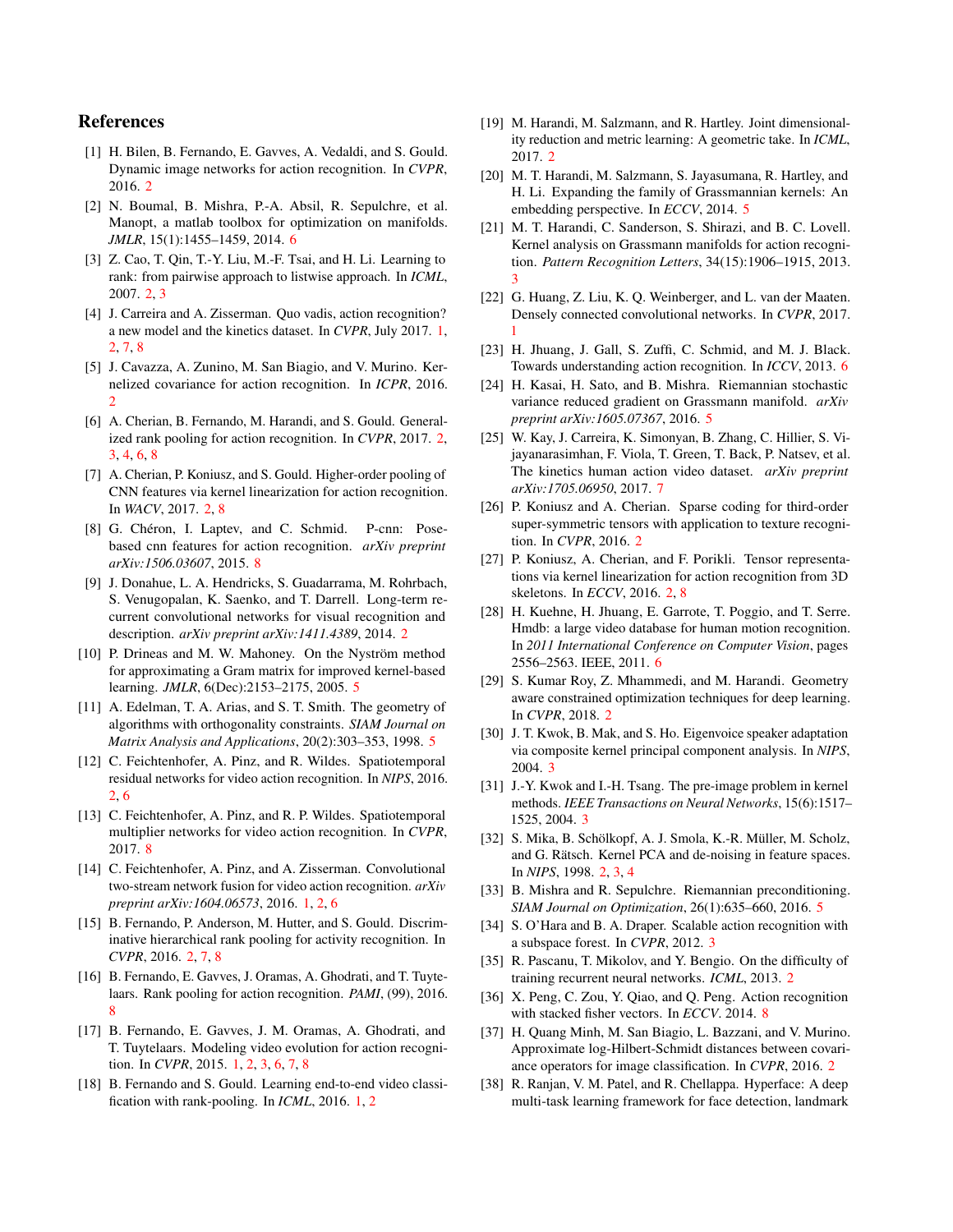## References

[1] H. Bilen, B. Fernando, E. Gavves, A. Vedaldi, and S. Gould. Dynamic image networks for action recognition. In *CVPR*, 2016. 2

[2] N. Boumal, B. Mishra, P.-A. Absil, R. Sepulchre, et al. Manopt, a matlab toolbox for optimization on manifolds. *JMLR*, 15(1):1455–1459, 2014. 6

[3] Z. Cao, T. Qin, T.-Y. Liu, M.-F. Tsai, and H. Li. Learning to rank: from pairwise approach to listwise approach. In *ICML*, 2007. 2, 3

[4] J. Carreira and A. Zisserman. Quo vadis, action recognition? a new model and the kinetics dataset. In *CVPR*, July 2017. 1, 2, 7, 8

[5] J. Cavazza, A. Zunino, M. San Biagio, and V. Murino. Kernelized covariance for action recognition. In *ICPR*, 2016. 2

[6] A. Cherian, B. Fernando, M. Harandi, and S. Gould. Generalized rank pooling for action recognition. In *CVPR*, 2017. 2, 3, 4, 6, 8

[7] A. Cherian, P. Koniusz, and S. Gould. Higher-order pooling of CNN features via kernel linearization for action recognition. In *WACV*, 2017. 2, 8

[8] G. Chéron, I. Laptev, and C. Schmid. P-cnn: Pose-based cnn features for action recognition. *arXiv preprint arXiv:1506.03607*, 2015. 8

[9] J. Donahue, L. A. Hendricks, S. Guadarrama, M. Rohrbach, S. Venugopalan, K. Saenko, and T. Darrell. Long-term recurrent convolutional networks for visual recognition and description. *arXiv preprint arXiv:1411.4389*, 2014. 2

[10] P. Drineas and M. W. Mahoney. On the Nyström method for approximating a Gram matrix for improved kernel-based learning. *JMLR*, 6(Dec):2153–2175, 2005. 5

[11] A. Edelman, T. A. Arias, and S. T. Smith. The geometry of algorithms with orthogonality constraints. *SIAM Journal on Matrix Analysis and Applications*, 20(2):303–353, 1998. 5

[12] C. Feichtenhofer, A. Pinz, and R. Wildes. Spatiotemporal residual networks for video action recognition. In *NIPS*, 2016. 2, 6

[13] C. Feichtenhofer, A. Pinz, and R. P. Wildes. Spatiotemporal multiplier networks for video action recognition. In *CVPR*, 2017. 8

[14] C. Feichtenhofer, A. Pinz, and A. Zisserman. Convolutional two-stream network fusion for video action recognition. *arXiv preprint arXiv:1604.06573*, 2016. 1, 2, 6

[15] B. Fernando, P. Anderson, M. Hutter, and S. Gould. Discriminative hierarchical rank pooling for activity recognition. In *CVPR*, 2016. 2, 7, 8

[16] B. Fernando, E. Gavves, J. Oramas, A. Ghodrati, and T. Tuytelaars. Rank pooling for action recognition. *PAMI*, (99), 2016. 8

[17] B. Fernando, E. Gavves, J. M. Oramas, A. Ghodrati, and T. Tuytelaars. Modeling video evolution for action recognition. In *CVPR*, 2015. 1, 2, 3, 6, 7, 8

[18] B. Fernando and S. Gould. Learning end-to-end video classification with rank-pooling. In *ICML*, 2016. 1, 2

[19] M. Harandi, M. Salzmann, and R. Hartley. Joint dimensionality reduction and metric learning: A geometric take. In *ICML*, 2017. 2

[20] M. T. Harandi, M. Salzmann, S. Jayasumana, R. Hartley, and H. Li. Expanding the family of Grassmannian kernels: An embedding perspective. In *ECCV*, 2014. 5

[21] M. T. Harandi, C. Sanderson, S. Shirazi, and B. C. Lovell. Kernel analysis on Grassmann manifolds for action recognition. *Pattern Recognition Letters*, 34(15):1906–1915, 2013. 3

[22] G. Huang, Z. Liu, K. Q. Weinberger, and L. van der Maaten. Densely connected convolutional networks. In *CVPR*, 2017. 1

[23] H. Jhuang, J. Gall, S. Zuffi, C. Schmid, and M. J. Black. Towards understanding action recognition. In *ICCV*, 2013. 6

[24] H. Kasai, H. Sato, and B. Mishra. Riemannian stochastic variance reduced gradient on Grassmann manifold. *arXiv preprint arXiv:1605.07367*, 2016. 5

[25] W. Kay, J. Carreira, K. Simonyan, B. Zhang, C. Hillier, S. Vijayanarasimhan, F. Viola, T. Green, T. Back, P. Natsev, et al. The kinetics human action video dataset. *arXiv preprint arXiv:1705.06950*, 2017. 7

[26] P. Koniusz and A. Cherian. Sparse coding for third-order super-symmetric tensors with application to texture recognition. In *CVPR*, 2016. 2

[27] P. Koniusz, A. Cherian, and F. Porikli. Tensor representations via kernel linearization for action recognition from 3D skeletons. In *ECCV*, 2016. 2, 8

[28] H. Kuehne, H. Jhuang, E. Garrote, T. Poggio, and T. Serre. Hmdb: a large video database for human motion recognition. In *2011 International Conference on Computer Vision*, pages 2556–2563. IEEE, 2011. 6

[29] S. Kumar Roy, Z. Mhammedi, and M. Harandi. Geometry aware constrained optimization techniques for deep learning. In *CVPR*, 2018. 2

[30] J. T. Kwok, B. Mak, and S. Ho. Eigenvoice speaker adaptation via composite kernel principal component analysis. In *NIPS*, 2004. 3

[31] J.-Y. Kwok and I.-H. Tsang. The pre-image problem in kernel methods. *IEEE Transactions on Neural Networks*, 15(6):1517–1525, 2004. 3

[32] S. Mika, B. Schölkopf, A. J. Smola, K.-R. Müller, M. Scholz, and G. Rätsch. Kernel PCA and de-noising in feature spaces. In *NIPS*, 1998. 2, 3, 4

[33] B. Mishra and R. Sepulchre. Riemannian preconditioning. *SIAM Journal on Optimization*, 26(1):635–660, 2016. 5

[34] S. O'Hara and B. A. Draper. Scalable action recognition with a subspace forest. In *CVPR*, 2012. 3

[35] R. Pascanu, T. Mikolov, and Y. Bengio. On the difficulty of training recurrent neural networks. *ICML*, 2013. 2

[36] X. Peng, C. Zou, Y. Qiao, and Q. Peng. Action recognition with stacked fisher vectors. In *ECCV*. 2014. 8

[37] H. Quang Minh, M. San Biagio, L. Bazzani, and V. Murino. Approximate log-Hilbert-Schmidt distances between covariance operators for image classification. In *CVPR*, 2016. 2

[38] R. Ranjan, V. M. Patel, and R. Chellappa. Hyperface: A deep multi-task learning framework for face detection, landmark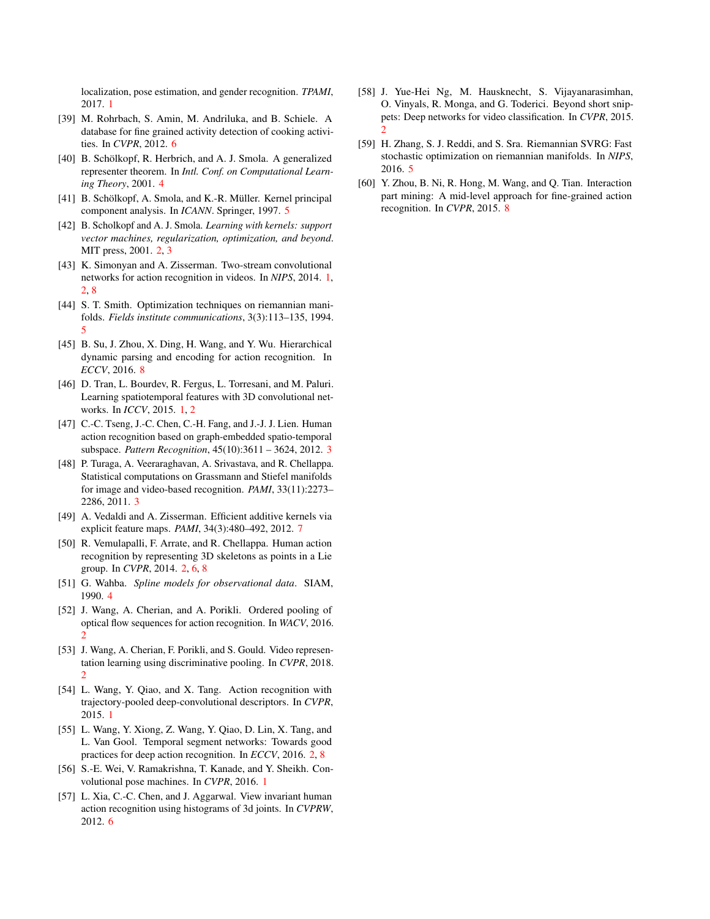localization, pose estimation, and gender recognition. *TPAMI*, 2017. 1

[39] M. Rohrbach, S. Amin, M. Andriluka, and B. Schiele. A database for fine grained activity detection of cooking activities. In *CVPR*, 2012. 6

[40] B. Schölkopf, R. Herbrich, and A. J. Smola. A generalized representer theorem. In *Intl. Conf. on Computational Learning Theory*, 2001. 4

[41] B. Schölkopf, A. Smola, and K.-R. Müller. Kernel principal component analysis. In *ICANN*. Springer, 1997. 5

[42] B. Scholkopf and A. J. Smola. *Learning with kernels: support vector machines, regularization, optimization, and beyond*. MIT press, 2001. 2, 3

[43] K. Simonyan and A. Zisserman. Two-stream convolutional networks for action recognition in videos. In *NIPS*, 2014. 1, 2, 8

[44] S. T. Smith. Optimization techniques on riemannian manifolds. *Fields institute communications*, 3(3):113–135, 1994. 5

[45] B. Su, J. Zhou, X. Ding, H. Wang, and Y. Wu. Hierarchical dynamic parsing and encoding for action recognition. In *ECCV*, 2016. 8

[46] D. Tran, L. Bourdev, R. Fergus, L. Torresani, and M. Paluri. Learning spatiotemporal features with 3D convolutional networks. In *ICCV*, 2015. 1, 2

[47] C.-C. Tseng, J.-C. Chen, C.-H. Fang, and J.-J. J. Lien. Human action recognition based on graph-embedded spatio-temporal subspace. *Pattern Recognition*, 45(10):3611 – 3624, 2012. 3

[48] P. Turaga, A. Veeraraghavan, A. Srivastava, and R. Chellappa. Statistical computations on Grassmann and Stiefel manifolds for image and video-based recognition. *PAMI*, 33(11):2273–2286, 2011. 3

[49] A. Vedaldi and A. Zisserman. Efficient additive kernels via explicit feature maps. *PAMI*, 34(3):480–492, 2012. 7

[50] R. Vemulapalli, F. Arrate, and R. Chellappa. Human action recognition by representing 3D skeletons as points in a Lie group. In *CVPR*, 2014. 2, 6, 8

[51] G. Wahba. *Spline models for observational data*. SIAM, 1990. 4

[52] J. Wang, A. Cherian, and A. Porikli. Ordered pooling of optical flow sequences for action recognition. In *WACV*, 2016. 2

[53] J. Wang, A. Cherian, F. Porikli, and S. Gould. Video representation learning using discriminative pooling. In *CVPR*, 2018. 2

[54] L. Wang, Y. Qiao, and X. Tang. Action recognition with trajectory-pooled deep-convolutional descriptors. In *CVPR*, 2015. 1

[55] L. Wang, Y. Xiong, Z. Wang, Y. Qiao, D. Lin, X. Tang, and L. Van Gool. Temporal segment networks: Towards good practices for deep action recognition. In *ECCV*, 2016. 2, 8

[56] S.-E. Wei, V. Ramakrishna, T. Kanade, and Y. Sheikh. Convolutional pose machines. In *CVPR*, 2016. 1

[57] L. Xia, C.-C. Chen, and J. Aggarwal. View invariant human action recognition using histograms of 3d joints. In *CVPRW*, 2012. 6

[58] J. Yue-Hei Ng, M. Hausknecht, S. Vijayanarasimhan, O. Vinyals, R. Monga, and G. Toderici. Beyond short snippets: Deep networks for video classification. In *CVPR*, 2015. 2

[59] H. Zhang, S. J. Reddi, and S. Sra. Riemannian SVRG: Fast stochastic optimization on riemannian manifolds. In *NIPS*, 2016. 5

[60] Y. Zhou, B. Ni, R. Hong, M. Wang, and Q. Tian. Interaction part mining: A mid-level approach for fine-grained action recognition. In *CVPR*, 2015. 8